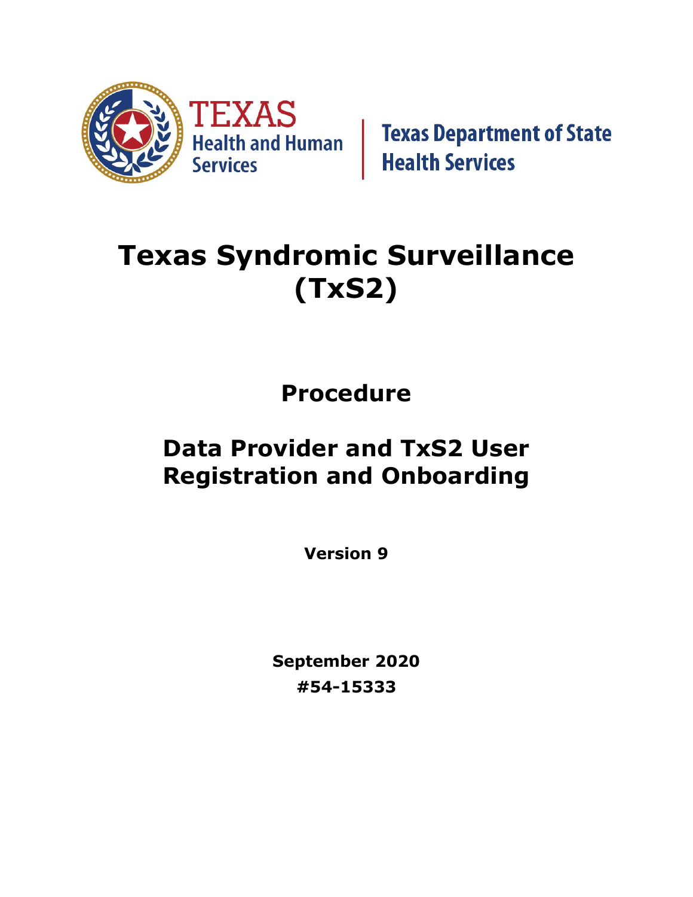TEXAS Health and Human Services | Texas Department of State Health Services

# Texas Syndromic Surveillance (TxS2)

## Procedure

## Data Provider and TxS2 User Registration and Onboarding

**Version 9**

**September 2020**

**#54-15333**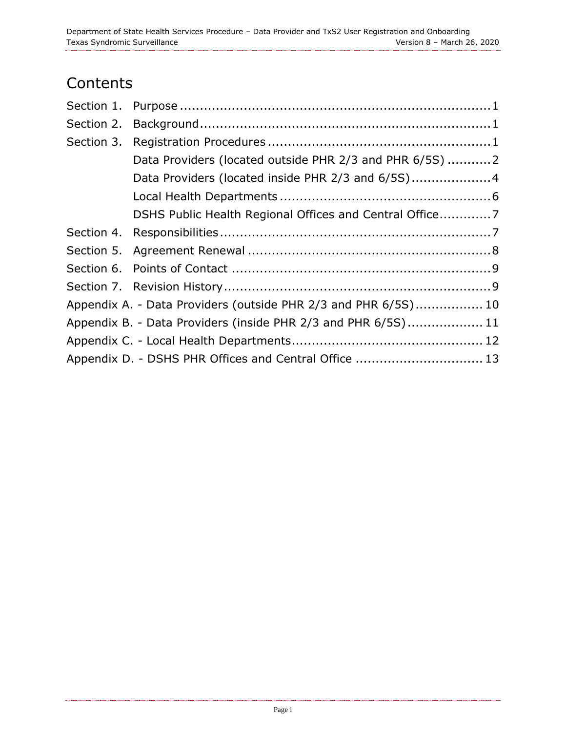# Contents

Section 1. Purpose ............................................................................ 1

Section 2. Background ........................................................................ 1

Section 3. Registration Procedures ........................................................ 1

Data Providers (located outside PHR 2/3 and PHR 6/5S) ........... 2

Data Providers (located inside PHR 2/3 and 6/5S) .................... 4

Local Health Departments .................................................... 6

DSHS Public Health Regional Offices and Central Office ............. 7

Section 4. Responsibilities ................................................................... 7

Section 5. Agreement Renewal ............................................................ 8

Section 6. Points of Contact ................................................................ 9

Section 7. Revision History .................................................................. 9

Appendix A. - Data Providers (outside PHR 2/3 and PHR 6/5S) ................. 10

Appendix B. - Data Providers (inside PHR 2/3 and PHR 6/5S) .................. 11

Appendix C. - Local Health Departments ............................................... 12

Appendix D. - DSHS PHR Offices and Central Office ............................... 13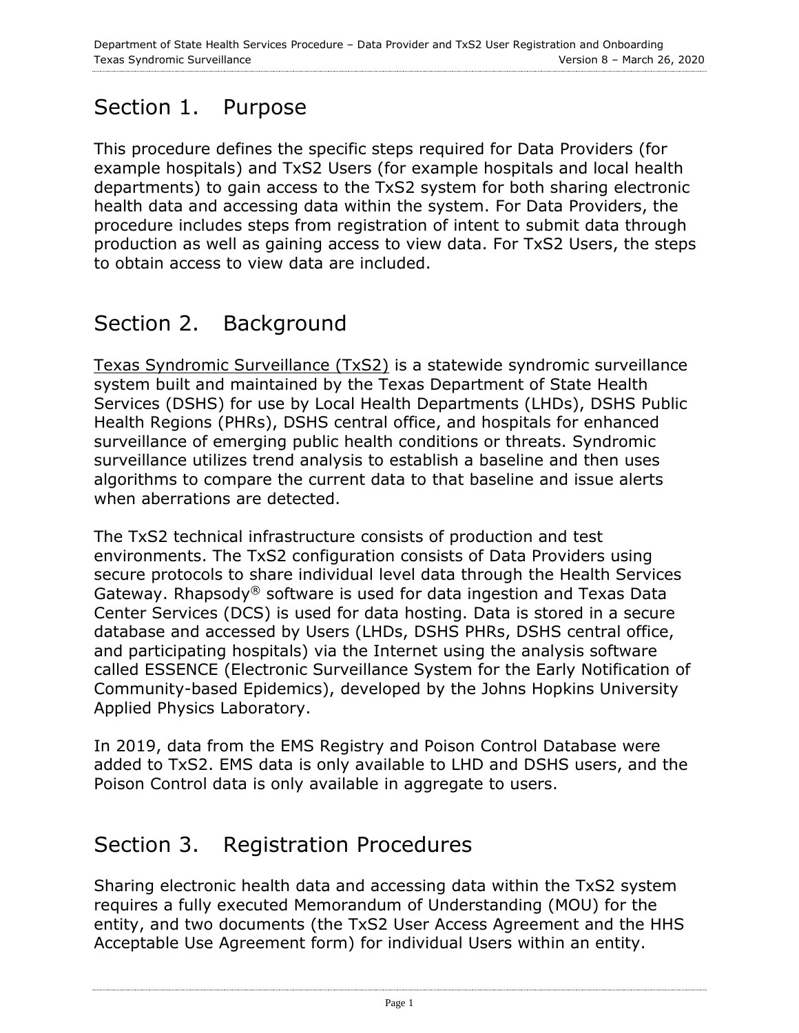## Section 1. Purpose

This procedure defines the specific steps required for Data Providers (for example hospitals) and TxS2 Users (for example hospitals and local health departments) to gain access to the TxS2 system for both sharing electronic health data and accessing data within the system. For Data Providers, the procedure includes steps from registration of intent to submit data through production as well as gaining access to view data. For TxS2 Users, the steps to obtain access to view data are included.

## Section 2. Background

Texas Syndromic Surveillance (TxS2) is a statewide syndromic surveillance system built and maintained by the Texas Department of State Health Services (DSHS) for use by Local Health Departments (LHDs), DSHS Public Health Regions (PHRs), DSHS central office, and hospitals for enhanced surveillance of emerging public health conditions or threats. Syndromic surveillance utilizes trend analysis to establish a baseline and then uses algorithms to compare the current data to that baseline and issue alerts when aberrations are detected.

The TxS2 technical infrastructure consists of production and test environments. The TxS2 configuration consists of Data Providers using secure protocols to share individual level data through the Health Services Gateway. Rhapsody® software is used for data ingestion and Texas Data Center Services (DCS) is used for data hosting. Data is stored in a secure database and accessed by Users (LHDs, DSHS PHRs, DSHS central office, and participating hospitals) via the Internet using the analysis software called ESSENCE (Electronic Surveillance System for the Early Notification of Community-based Epidemics), developed by the Johns Hopkins University Applied Physics Laboratory.

In 2019, data from the EMS Registry and Poison Control Database were added to TxS2. EMS data is only available to LHD and DSHS users, and the Poison Control data is only available in aggregate to users.

## Section 3. Registration Procedures

Sharing electronic health data and accessing data within the TxS2 system requires a fully executed Memorandum of Understanding (MOU) for the entity, and two documents (the TxS2 User Access Agreement and the HHS Acceptable Use Agreement form) for individual Users within an entity.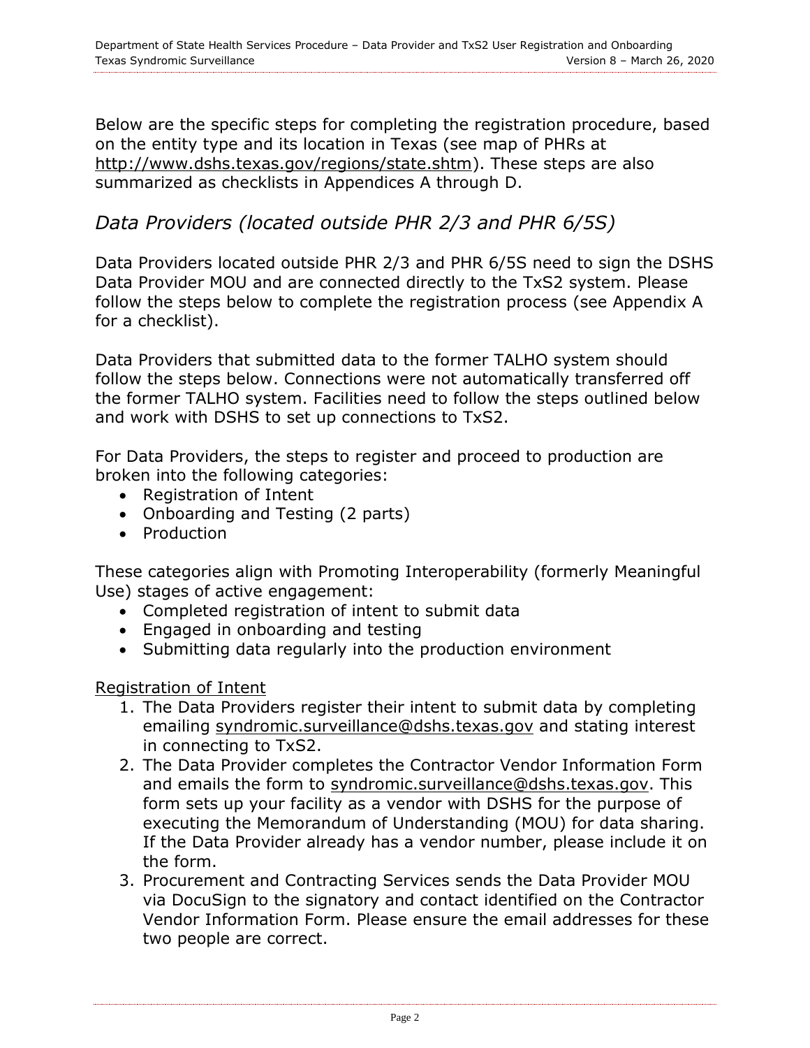Below are the specific steps for completing the registration procedure, based on the entity type and its location in Texas (see map of PHRs at http://www.dshs.texas.gov/regions/state.shtm). These steps are also summarized as checklists in Appendices A through D.

## *Data Providers (located outside PHR 2/3 and PHR 6/5S)*

Data Providers located outside PHR 2/3 and PHR 6/5S need to sign the DSHS Data Provider MOU and are connected directly to the TxS2 system. Please follow the steps below to complete the registration process (see Appendix A for a checklist).

Data Providers that submitted data to the former TALHO system should follow the steps below. Connections were not automatically transferred off the former TALHO system. Facilities need to follow the steps outlined below and work with DSHS to set up connections to TxS2.

For Data Providers, the steps to register and proceed to production are broken into the following categories:

- Registration of Intent
- Onboarding and Testing (2 parts)
- Production

These categories align with Promoting Interoperability (formerly Meaningful Use) stages of active engagement:

- Completed registration of intent to submit data
- Engaged in onboarding and testing
- Submitting data regularly into the production environment

Registration of Intent

1. The Data Providers register their intent to submit data by completing emailing syndromic.surveillance@dshs.texas.gov and stating interest in connecting to TxS2.
2. The Data Provider completes the Contractor Vendor Information Form and emails the form to syndromic.surveillance@dshs.texas.gov. This form sets up your facility as a vendor with DSHS for the purpose of executing the Memorandum of Understanding (MOU) for data sharing. If the Data Provider already has a vendor number, please include it on the form.
3. Procurement and Contracting Services sends the Data Provider MOU via DocuSign to the signatory and contact identified on the Contractor Vendor Information Form. Please ensure the email addresses for these two people are correct.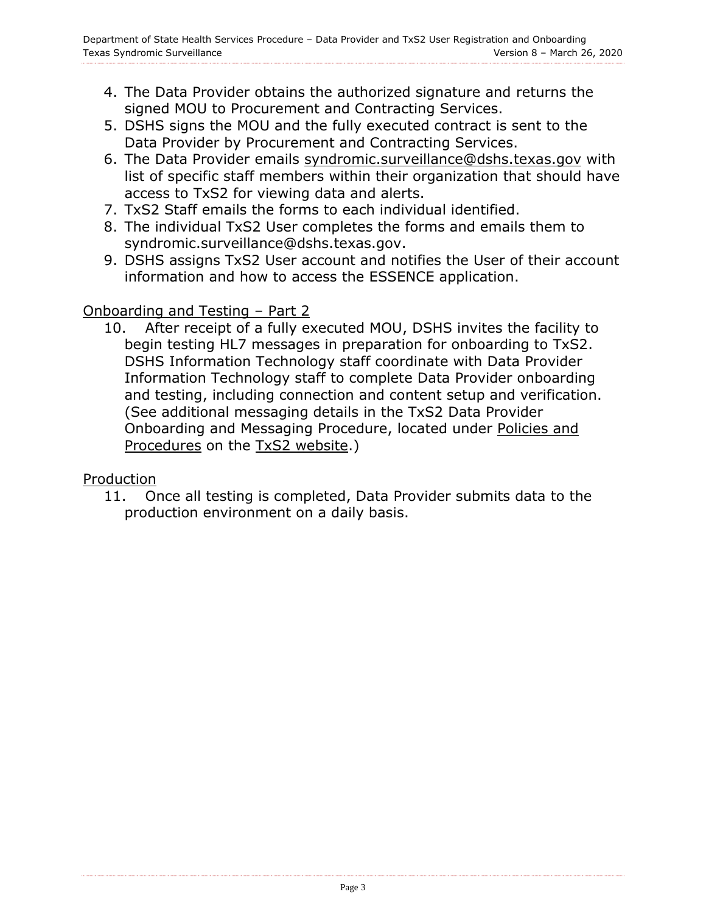4. The Data Provider obtains the authorized signature and returns the signed MOU to Procurement and Contracting Services.
5. DSHS signs the MOU and the fully executed contract is sent to the Data Provider by Procurement and Contracting Services.
6. The Data Provider emails syndromic.surveillance@dshs.texas.gov with list of specific staff members within their organization that should have access to TxS2 for viewing data and alerts.
7. TxS2 Staff emails the forms to each individual identified.
8. The individual TxS2 User completes the forms and emails them to syndromic.surveillance@dshs.texas.gov.
9. DSHS assigns TxS2 User account and notifies the User of their account information and how to access the ESSENCE application.

Onboarding and Testing – Part 2

10. After receipt of a fully executed MOU, DSHS invites the facility to begin testing HL7 messages in preparation for onboarding to TxS2. DSHS Information Technology staff coordinate with Data Provider Information Technology staff to complete Data Provider onboarding and testing, including connection and content setup and verification. (See additional messaging details in the TxS2 Data Provider Onboarding and Messaging Procedure, located under Policies and Procedures on the TxS2 website.)

Production

11. Once all testing is completed, Data Provider submits data to the production environment on a daily basis.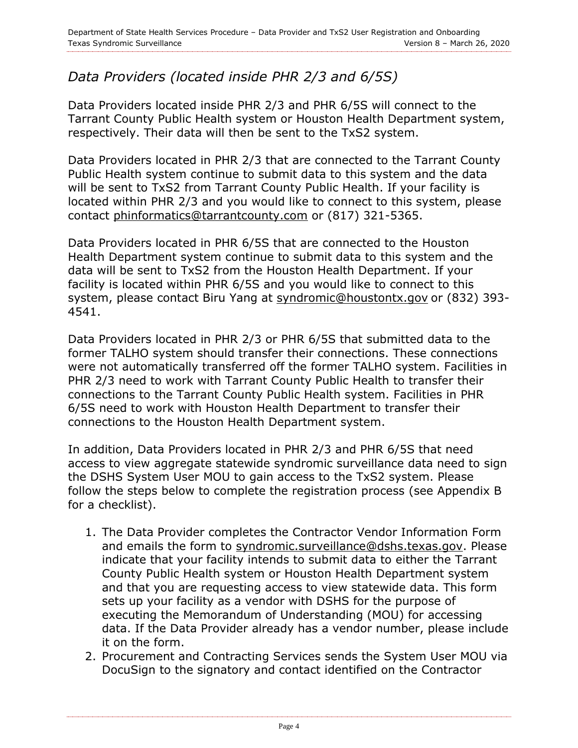## *Data Providers (located inside PHR 2/3 and 6/5S)*

Data Providers located inside PHR 2/3 and PHR 6/5S will connect to the Tarrant County Public Health system or Houston Health Department system, respectively. Their data will then be sent to the TxS2 system.

Data Providers located in PHR 2/3 that are connected to the Tarrant County Public Health system continue to submit data to this system and the data will be sent to TxS2 from Tarrant County Public Health. If your facility is located within PHR 2/3 and you would like to connect to this system, please contact phinformatics@tarrantcounty.com or (817) 321-5365.

Data Providers located in PHR 6/5S that are connected to the Houston Health Department system continue to submit data to this system and the data will be sent to TxS2 from the Houston Health Department. If your facility is located within PHR 6/5S and you would like to connect to this system, please contact Biru Yang at syndromic@houstontx.gov or (832) 393-4541.

Data Providers located in PHR 2/3 or PHR 6/5S that submitted data to the former TALHO system should transfer their connections. These connections were not automatically transferred off the former TALHO system. Facilities in PHR 2/3 need to work with Tarrant County Public Health to transfer their connections to the Tarrant County Public Health system. Facilities in PHR 6/5S need to work with Houston Health Department to transfer their connections to the Houston Health Department system.

In addition, Data Providers located in PHR 2/3 and PHR 6/5S that need access to view aggregate statewide syndromic surveillance data need to sign the DSHS System User MOU to gain access to the TxS2 system. Please follow the steps below to complete the registration process (see Appendix B for a checklist).

1. The Data Provider completes the Contractor Vendor Information Form and emails the form to syndromic.surveillance@dshs.texas.gov. Please indicate that your facility intends to submit data to either the Tarrant County Public Health system or Houston Health Department system and that you are requesting access to view statewide data. This form sets up your facility as a vendor with DSHS for the purpose of executing the Memorandum of Understanding (MOU) for accessing data. If the Data Provider already has a vendor number, please include it on the form.
2. Procurement and Contracting Services sends the System User MOU via DocuSign to the signatory and contact identified on the Contractor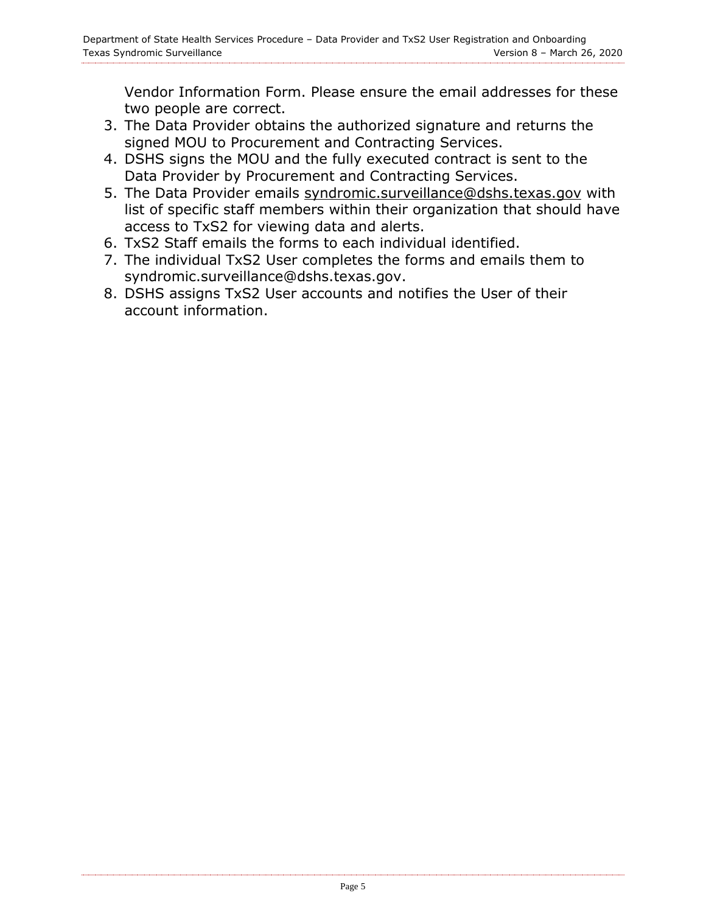Vendor Information Form. Please ensure the email addresses for these two people are correct.

3. The Data Provider obtains the authorized signature and returns the signed MOU to Procurement and Contracting Services.
4. DSHS signs the MOU and the fully executed contract is sent to the Data Provider by Procurement and Contracting Services.
5. The Data Provider emails syndromic.surveillance@dshs.texas.gov with list of specific staff members within their organization that should have access to TxS2 for viewing data and alerts.
6. TxS2 Staff emails the forms to each individual identified.
7. The individual TxS2 User completes the forms and emails them to syndromic.surveillance@dshs.texas.gov.
8. DSHS assigns TxS2 User accounts and notifies the User of their account information.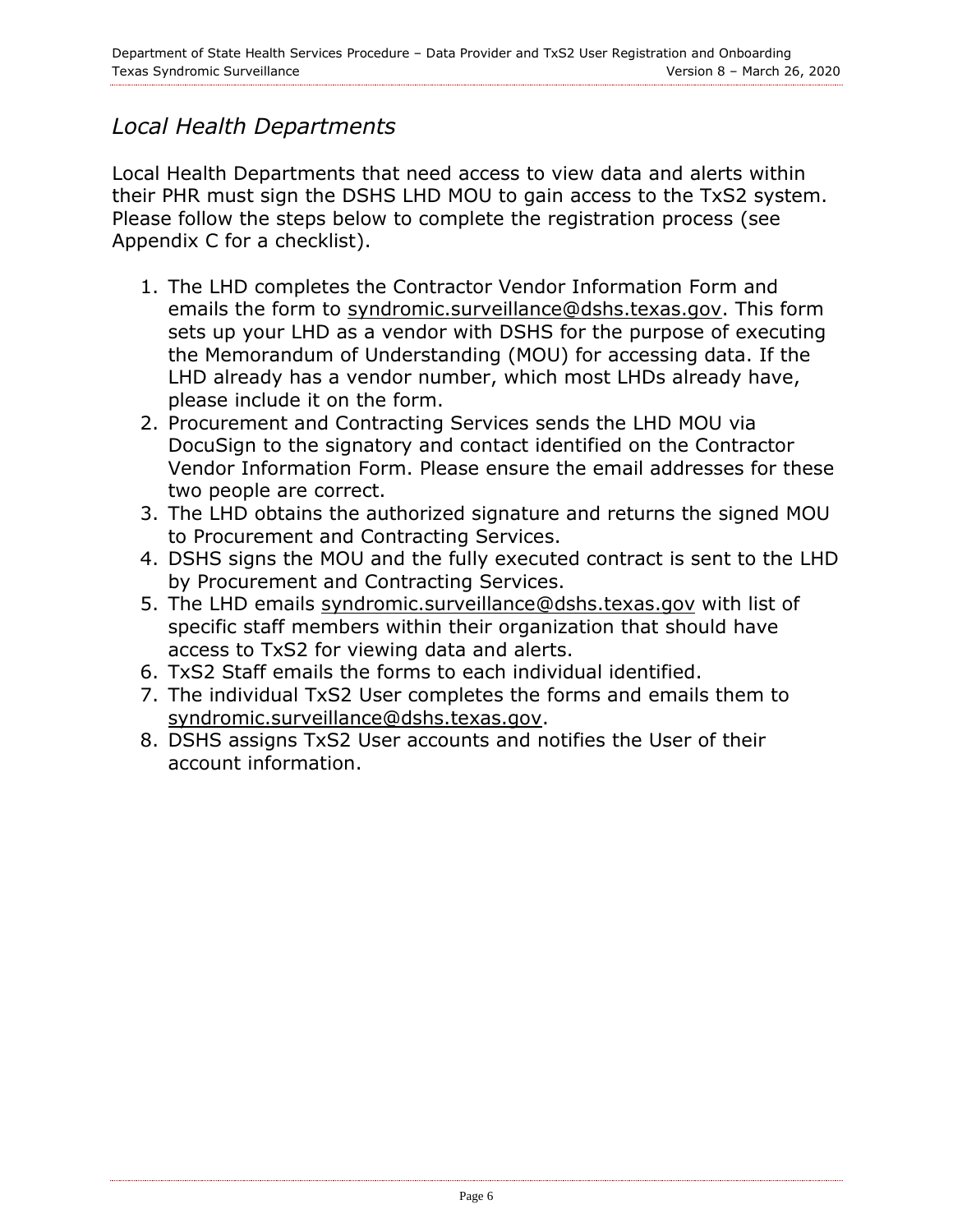### *Local Health Departments*

Local Health Departments that need access to view data and alerts within their PHR must sign the DSHS LHD MOU to gain access to the TxS2 system. Please follow the steps below to complete the registration process (see Appendix C for a checklist).

1. The LHD completes the Contractor Vendor Information Form and emails the form to syndromic.surveillance@dshs.texas.gov. This form sets up your LHD as a vendor with DSHS for the purpose of executing the Memorandum of Understanding (MOU) for accessing data. If the LHD already has a vendor number, which most LHDs already have, please include it on the form.
2. Procurement and Contracting Services sends the LHD MOU via DocuSign to the signatory and contact identified on the Contractor Vendor Information Form. Please ensure the email addresses for these two people are correct.
3. The LHD obtains the authorized signature and returns the signed MOU to Procurement and Contracting Services.
4. DSHS signs the MOU and the fully executed contract is sent to the LHD by Procurement and Contracting Services.
5. The LHD emails syndromic.surveillance@dshs.texas.gov with list of specific staff members within their organization that should have access to TxS2 for viewing data and alerts.
6. TxS2 Staff emails the forms to each individual identified.
7. The individual TxS2 User completes the forms and emails them to syndromic.surveillance@dshs.texas.gov.
8. DSHS assigns TxS2 User accounts and notifies the User of their account information.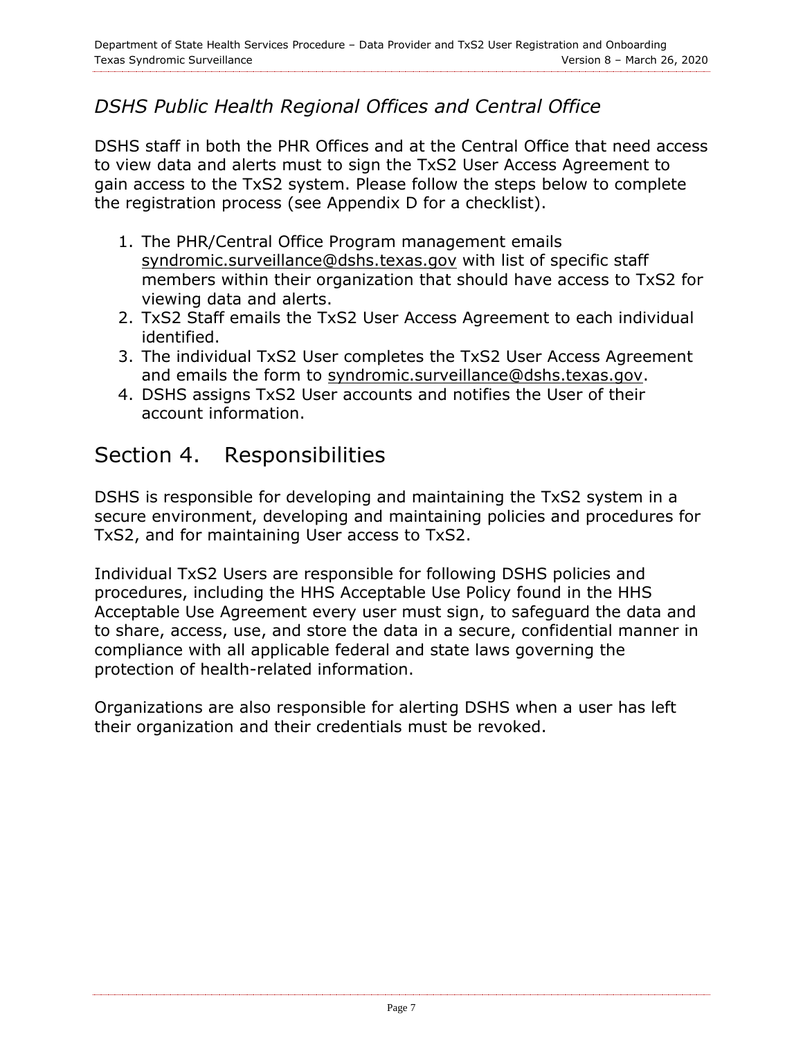### *DSHS Public Health Regional Offices and Central Office*

DSHS staff in both the PHR Offices and at the Central Office that need access to view data and alerts must to sign the TxS2 User Access Agreement to gain access to the TxS2 system. Please follow the steps below to complete the registration process (see Appendix D for a checklist).

1. The PHR/Central Office Program management emails syndromic.surveillance@dshs.texas.gov with list of specific staff members within their organization that should have access to TxS2 for viewing data and alerts.
2. TxS2 Staff emails the TxS2 User Access Agreement to each individual identified.
3. The individual TxS2 User completes the TxS2 User Access Agreement and emails the form to syndromic.surveillance@dshs.texas.gov.
4. DSHS assigns TxS2 User accounts and notifies the User of their account information.

## Section 4. Responsibilities

DSHS is responsible for developing and maintaining the TxS2 system in a secure environment, developing and maintaining policies and procedures for TxS2, and for maintaining User access to TxS2.

Individual TxS2 Users are responsible for following DSHS policies and procedures, including the HHS Acceptable Use Policy found in the HHS Acceptable Use Agreement every user must sign, to safeguard the data and to share, access, use, and store the data in a secure, confidential manner in compliance with all applicable federal and state laws governing the protection of health-related information.

Organizations are also responsible for alerting DSHS when a user has left their organization and their credentials must be revoked.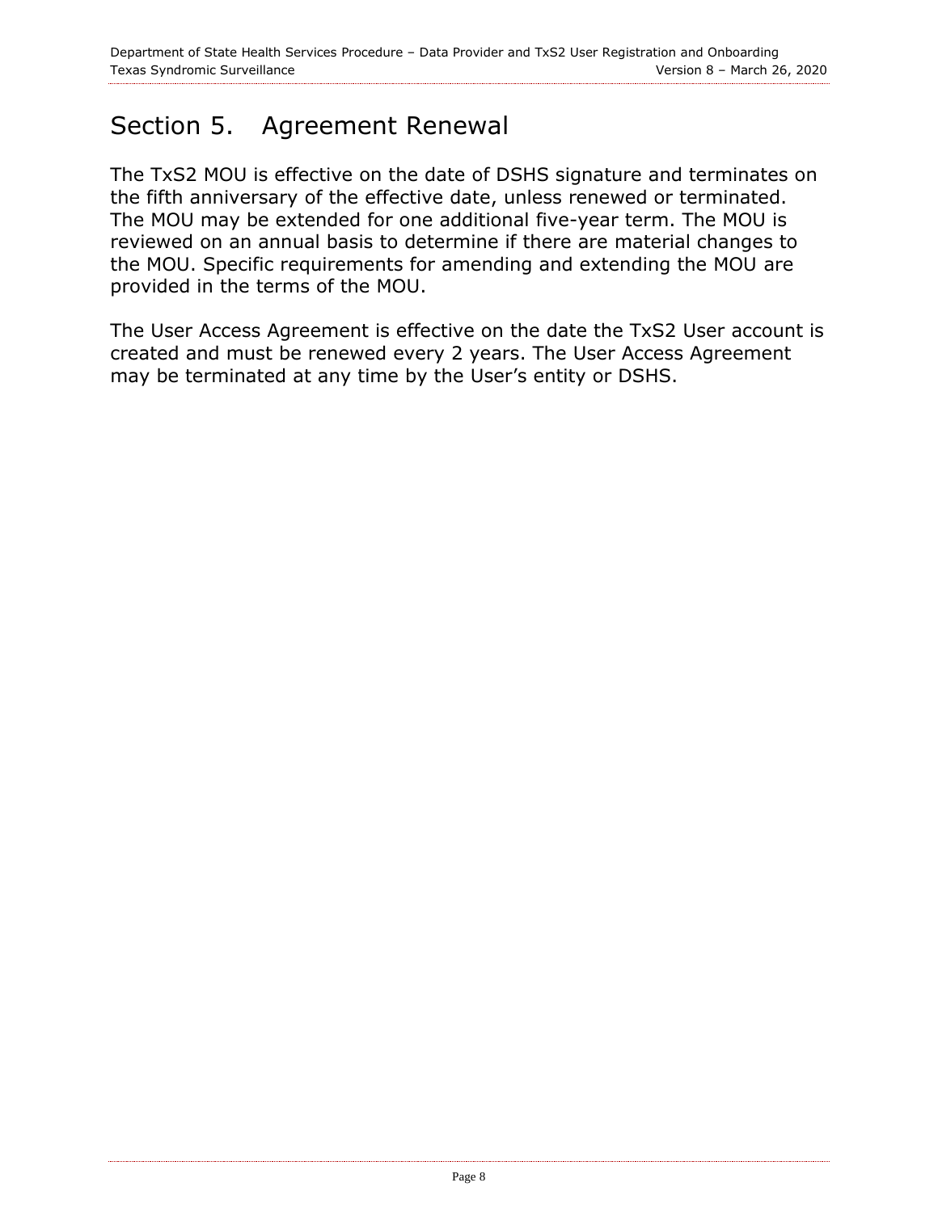# Section 5. Agreement Renewal

The TxS2 MOU is effective on the date of DSHS signature and terminates on the fifth anniversary of the effective date, unless renewed or terminated. The MOU may be extended for one additional five-year term. The MOU is reviewed on an annual basis to determine if there are material changes to the MOU. Specific requirements for amending and extending the MOU are provided in the terms of the MOU.

The User Access Agreement is effective on the date the TxS2 User account is created and must be renewed every 2 years. The User Access Agreement may be terminated at any time by the User's entity or DSHS.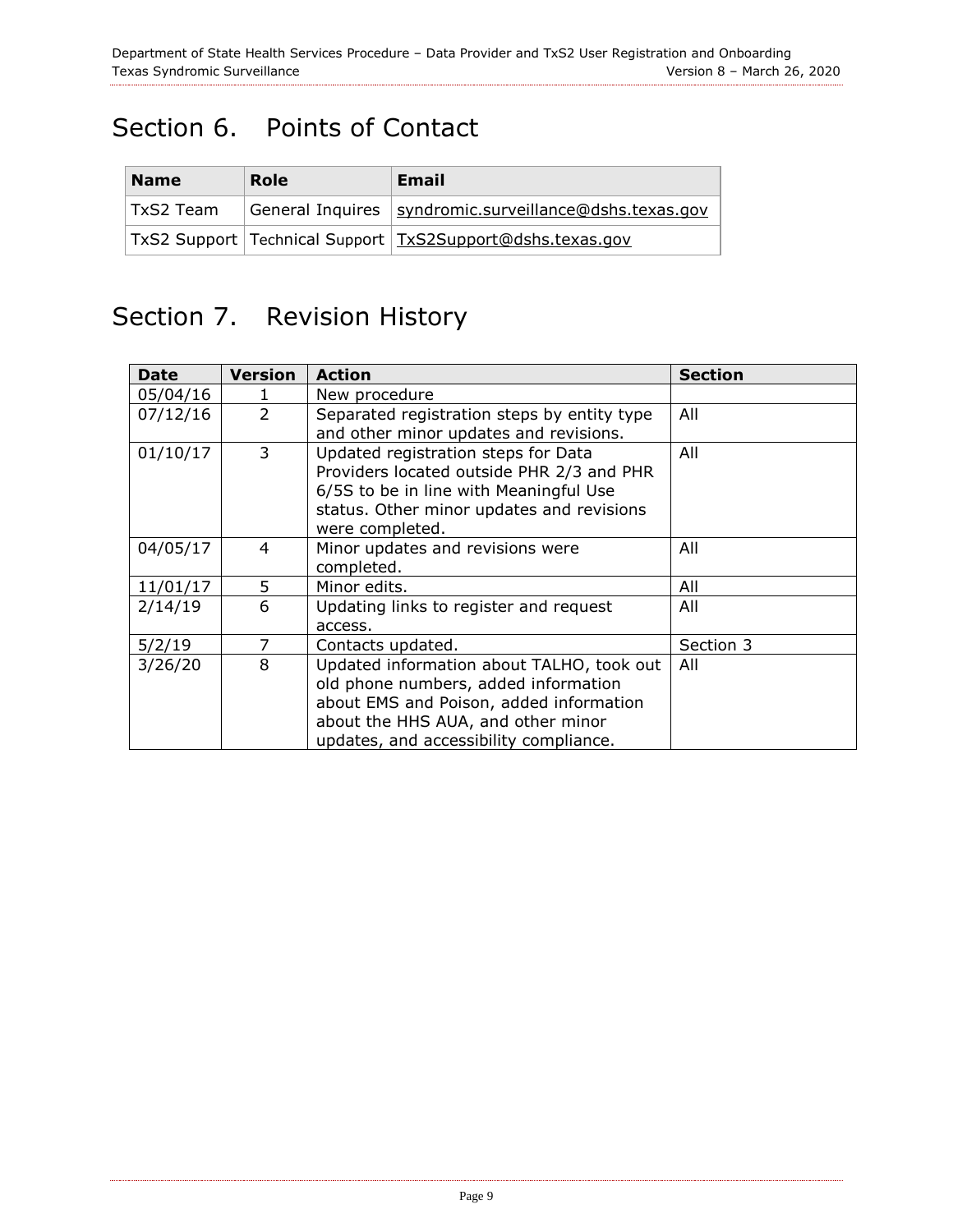# Section 6. Points of Contact

| Name | Role | Email |
|---|---|---|
| TxS2 Team | General Inquires | syndromic.surveillance@dshs.texas.gov |
| TxS2 Support | Technical Support | TxS2Support@dshs.texas.gov |

# Section 7. Revision History

| Date | Version | Action | Section |
|---|---|---|---|
| 05/04/16 | 1 | New procedure | |
| 07/12/16 | 2 | Separated registration steps by entity type and other minor updates and revisions. | All |
| 01/10/17 | 3 | Updated registration steps for Data Providers located outside PHR 2/3 and PHR 6/5S to be in line with Meaningful Use status. Other minor updates and revisions were completed. | All |
| 04/05/17 | 4 | Minor updates and revisions were completed. | All |
| 11/01/17 | 5 | Minor edits. | All |
| 2/14/19 | 6 | Updating links to register and request access. | All |
| 5/2/19 | 7 | Contacts updated. | Section 3 |
| 3/26/20 | 8 | Updated information about TALHO, took out old phone numbers, added information about EMS and Poison, added information about the HHS AUA, and other minor updates, and accessibility compliance. | All |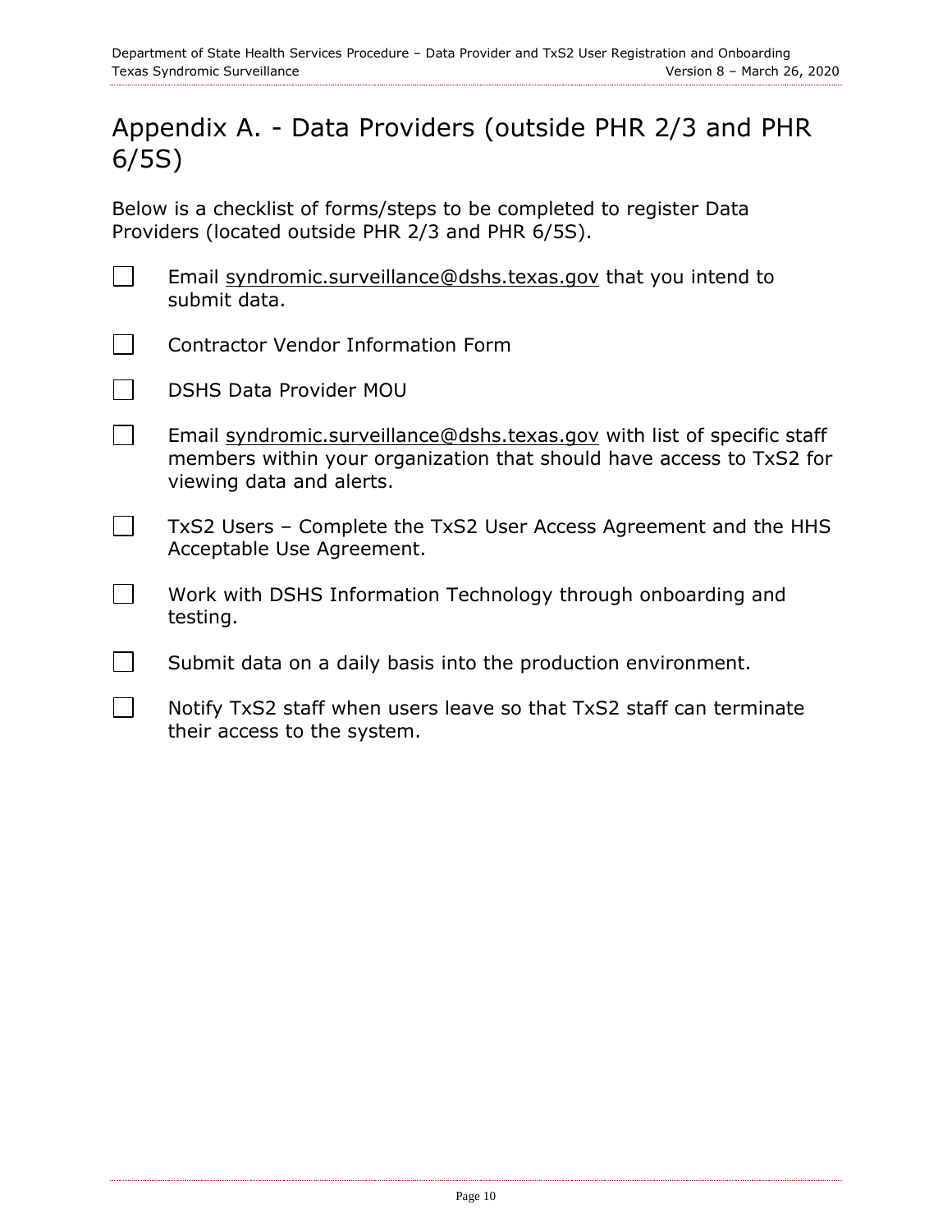# Appendix A. - Data Providers (outside PHR 2/3 and PHR 6/5S)

Below is a checklist of forms/steps to be completed to register Data Providers (located outside PHR 2/3 and PHR 6/5S).

- [ ] Email syndromic.surveillance@dshs.texas.gov that you intend to submit data.
- [ ] Contractor Vendor Information Form
- [ ] DSHS Data Provider MOU
- [ ] Email syndromic.surveillance@dshs.texas.gov with list of specific staff members within your organization that should have access to TxS2 for viewing data and alerts.
- [ ] TxS2 Users – Complete the TxS2 User Access Agreement and the HHS Acceptable Use Agreement.
- [ ] Work with DSHS Information Technology through onboarding and testing.
- [ ] Submit data on a daily basis into the production environment.
- [ ] Notify TxS2 staff when users leave so that TxS2 staff can terminate their access to the system.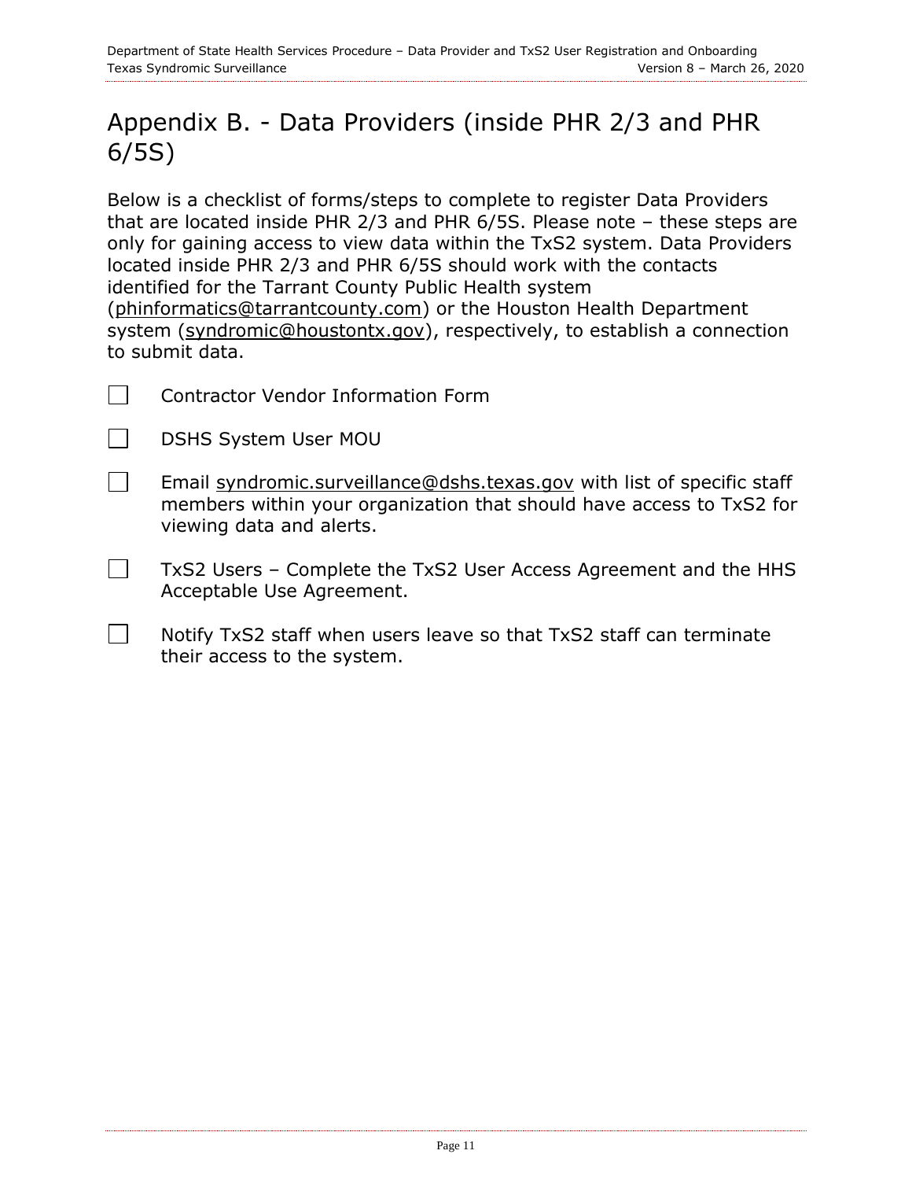# Appendix B. - Data Providers (inside PHR 2/3 and PHR 6/5S)

Below is a checklist of forms/steps to complete to register Data Providers that are located inside PHR 2/3 and PHR 6/5S. Please note – these steps are only for gaining access to view data within the TxS2 system. Data Providers located inside PHR 2/3 and PHR 6/5S should work with the contacts identified for the Tarrant County Public Health system (phinformatics@tarrantcounty.com) or the Houston Health Department system (syndromic@houstontx.gov), respectively, to establish a connection to submit data.

- [ ] Contractor Vendor Information Form
- [ ] DSHS System User MOU
- [ ] Email syndromic.surveillance@dshs.texas.gov with list of specific staff members within your organization that should have access to TxS2 for viewing data and alerts.
- [ ] TxS2 Users – Complete the TxS2 User Access Agreement and the HHS Acceptable Use Agreement.
- [ ] Notify TxS2 staff when users leave so that TxS2 staff can terminate their access to the system.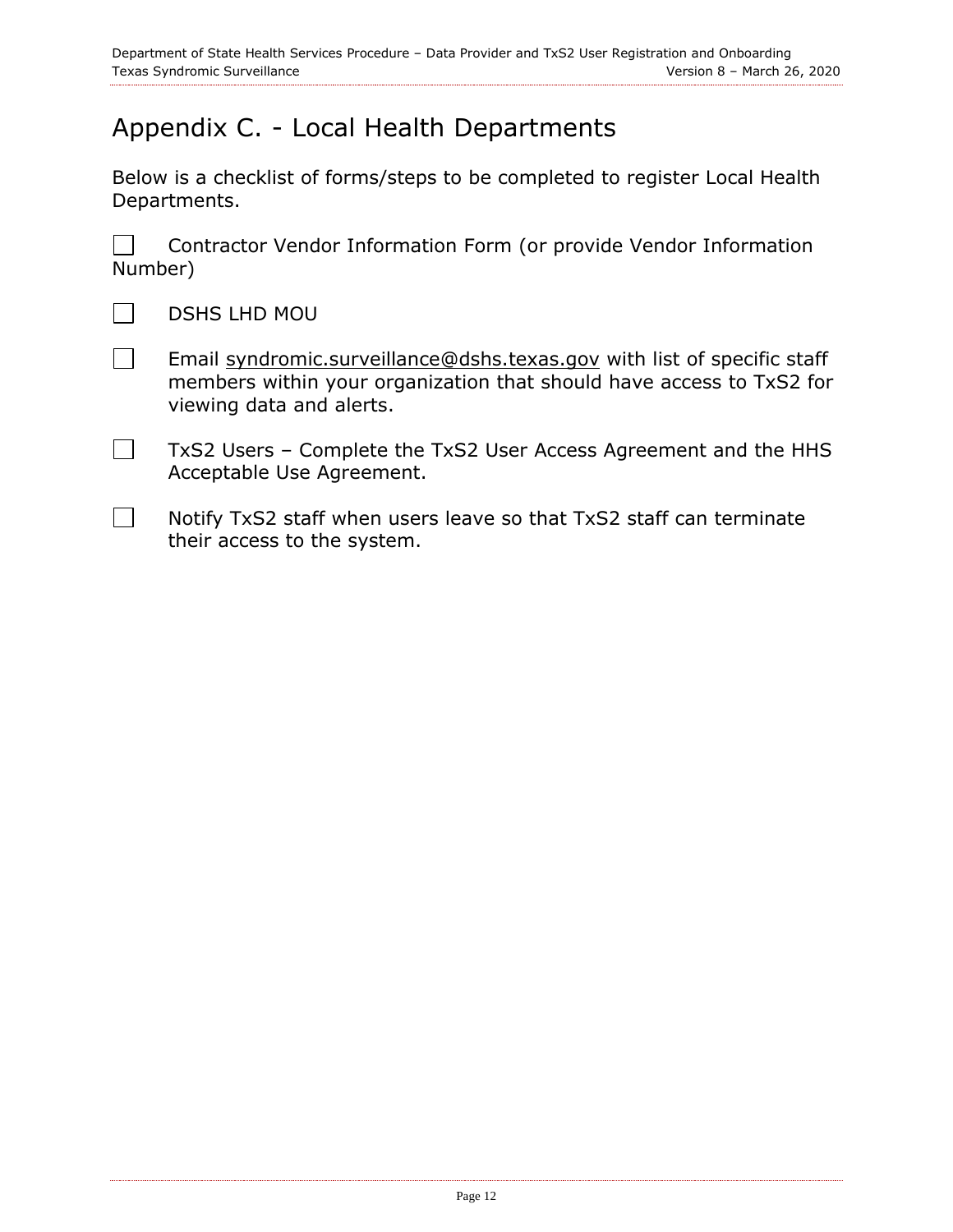# Appendix C. - Local Health Departments

Below is a checklist of forms/steps to be completed to register Local Health Departments.

- [ ] Contractor Vendor Information Form (or provide Vendor Information Number)
- [ ] DSHS LHD MOU
- [ ] Email syndromic.surveillance@dshs.texas.gov with list of specific staff members within your organization that should have access to TxS2 for viewing data and alerts.
- [ ] TxS2 Users – Complete the TxS2 User Access Agreement and the HHS Acceptable Use Agreement.
- [ ] Notify TxS2 staff when users leave so that TxS2 staff can terminate their access to the system.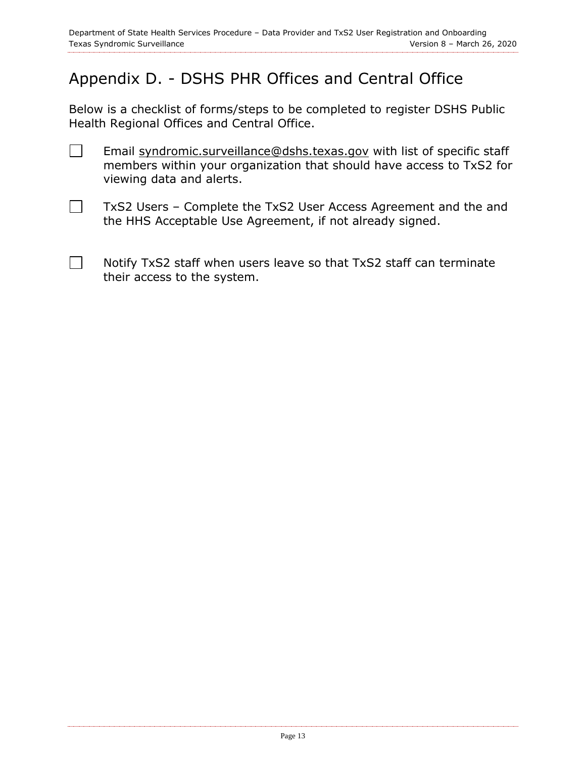# Appendix D. - DSHS PHR Offices and Central Office

Below is a checklist of forms/steps to be completed to register DSHS Public Health Regional Offices and Central Office.

- [ ] Email syndromic.surveillance@dshs.texas.gov with list of specific staff members within your organization that should have access to TxS2 for viewing data and alerts.
- [ ] TxS2 Users – Complete the TxS2 User Access Agreement and the and the HHS Acceptable Use Agreement, if not already signed.
- [ ] Notify TxS2 staff when users leave so that TxS2 staff can terminate their access to the system.